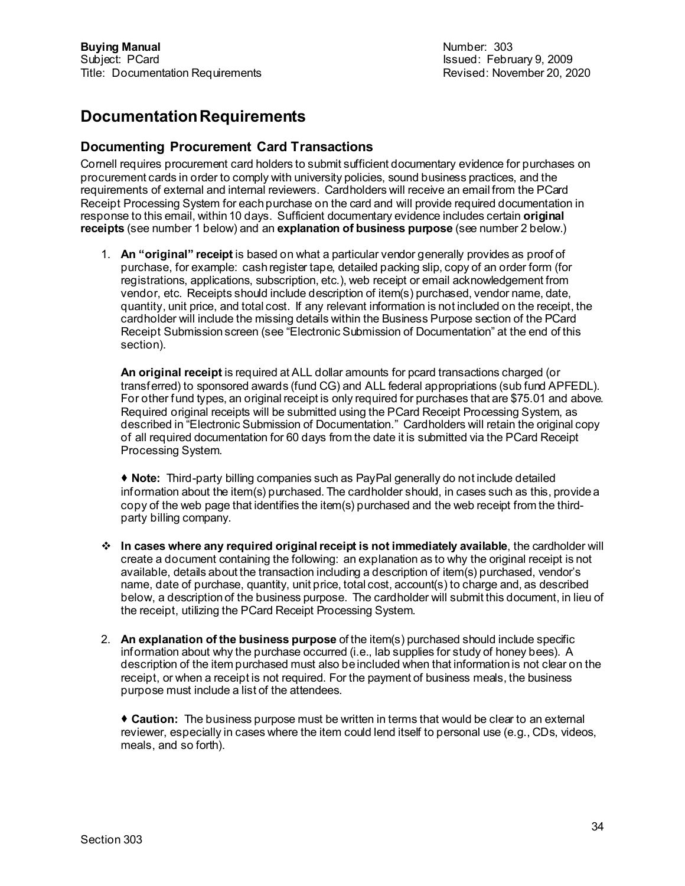# Documentation Requirements

## Documenting Procurement Card Transactions

Cornell requires procurement card holders to submit sufficient documentary evidence for purchases on procurement cards in order to comply with university policies, sound business practices, and the requirements of external and internal reviewers. Cardholders will receive an email from the PCard Receipt Processing System for each purchase on the card and will provide required documentation in response to this email, within 10 days. Sufficient documentary evidence includes certain **original receipts** (see number 1 below) and an **explanation of business purpose** (see number 2 below.)

1. **An "original" receipt** is based on what a particular vendor generally provides as proof of purchase, for example: cash register tape, detailed packing slip, copy of an order form (for registrations, applications, subscription, etc.), web receipt or email acknowledgement from vendor, etc. Receipts should include description of item(s) purchased, vendor name, date, quantity, unit price, and total cost. If any relevant information is not included on the receipt, the cardholder will include the missing details within the Business Purpose section of the PCard Receipt Submission screen (see "Electronic Submission of Documentation" at the end of this section).

   **An original receipt** is required at ALL dollar amounts for pcard transactions charged (or transferred) to sponsored awards (fund CG) and ALL federal appropriations (sub fund APFEDL). For other fund types, an original receipt is only required for purchases that are $75.01 and above. Required original receipts will be submitted using the PCard Receipt Processing System, as described in "Electronic Submission of Documentation." Cardholders will retain the original copy of all required documentation for 60 days from the date it is submitted via the PCard Receipt Processing System.

   ♦ **Note:** Third-party billing companies such as PayPal generally do not include detailed information about the item(s) purchased. The cardholder should, in cases such as this, provide a copy of the web page that identifies the item(s) purchased and the web receipt from the third-party billing company.

- **In cases where any required original receipt is not immediately available**, the cardholder will create a document containing the following: an explanation as to why the original receipt is not available, details about the transaction including a description of item(s) purchased, vendor's name, date of purchase, quantity, unit price, total cost, account(s) to charge and, as described below, a description of the business purpose. The cardholder will submit this document, in lieu of the receipt, utilizing the PCard Receipt Processing System.

2. **An explanation of the business purpose** of the item(s) purchased should include specific information about why the purchase occurred (i.e., lab supplies for study of honey bees). A description of the item purchased must also be included when that information is not clear on the receipt, or when a receipt is not required. For the payment of business meals, the business purpose must include a list of the attendees.

   ♦ **Caution:** The business purpose must be written in terms that would be clear to an external reviewer, especially in cases where the item could lend itself to personal use (e.g., CDs, videos, meals, and so forth).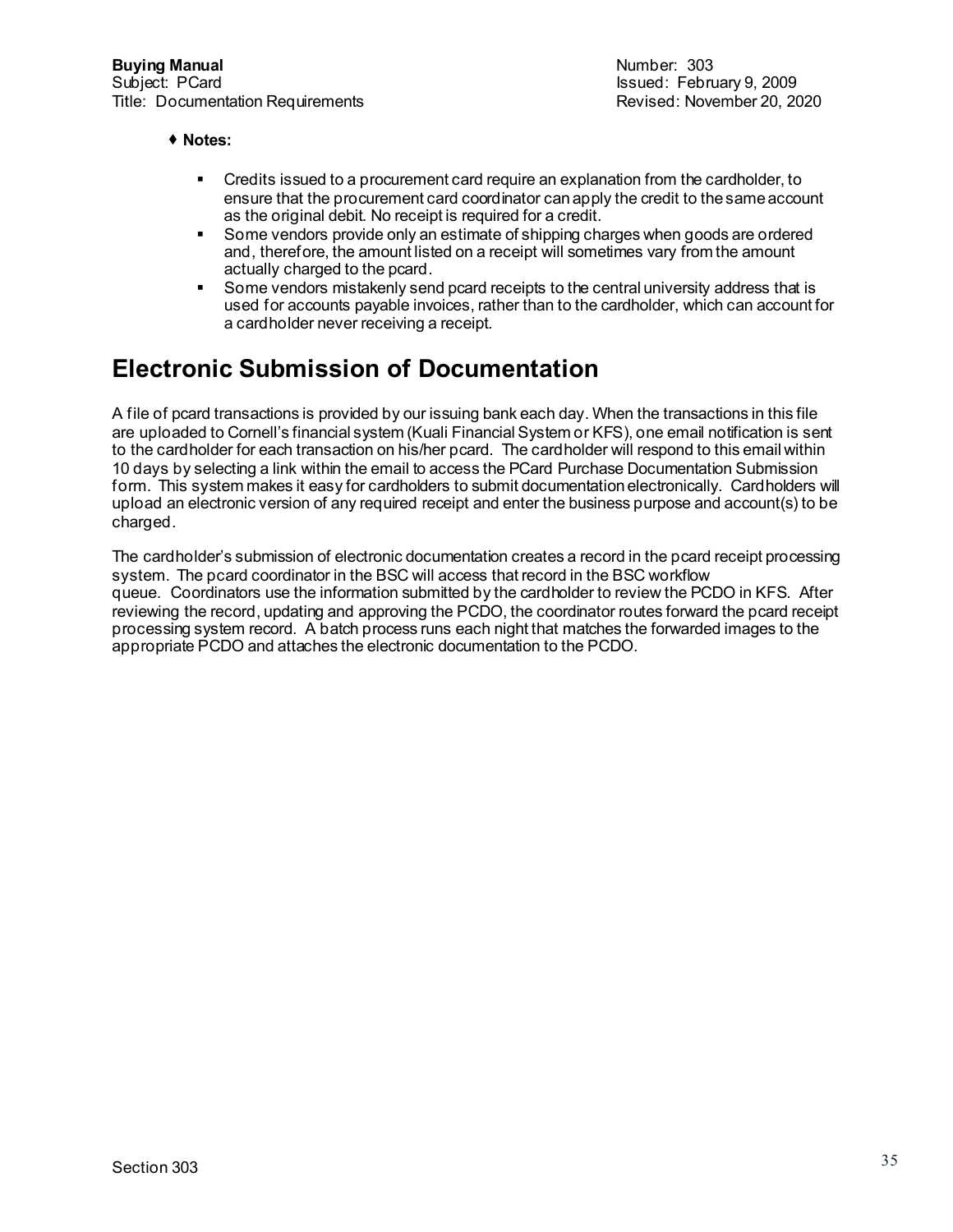♦ **Notes:**

- Credits issued to a procurement card require an explanation from the cardholder, to ensure that the procurement card coordinator can apply the credit to the same account as the original debit. No receipt is required for a credit.
- Some vendors provide only an estimate of shipping charges when goods are ordered and, therefore, the amount listed on a receipt will sometimes vary from the amount actually charged to the pcard.
- Some vendors mistakenly send pcard receipts to the central university address that is used for accounts payable invoices, rather than to the cardholder, which can account for a cardholder never receiving a receipt.

# Electronic Submission of Documentation

A file of pcard transactions is provided by our issuing bank each day. When the transactions in this file are uploaded to Cornell's financial system (Kuali Financial System or KFS), one email notification is sent to the cardholder for each transaction on his/her pcard. The cardholder will respond to this email within 10 days by selecting a link within the email to access the PCard Purchase Documentation Submission form. This system makes it easy for cardholders to submit documentation electronically. Cardholders will upload an electronic version of any required receipt and enter the business purpose and account(s) to be charged.

The cardholder's submission of electronic documentation creates a record in the pcard receipt processing system. The pcard coordinator in the BSC will access that record in the BSC workflow queue. Coordinators use the information submitted by the cardholder to review the PCDO in KFS. After reviewing the record, updating and approving the PCDO, the coordinator routes forward the pcard receipt processing system record. A batch process runs each night that matches the forwarded images to the appropriate PCDO and attaches the electronic documentation to the PCDO.